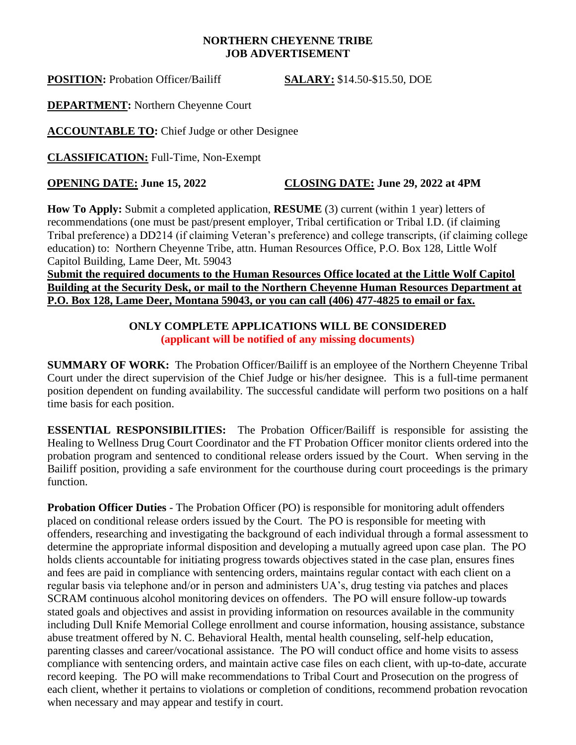**NORTHERN CHEYENNE TRIBE**
**JOB ADVERTISEMENT**

**POSITION:** Probation Officer/Bailiff **SALARY:** $14.50-$15.50, DOE

**DEPARTMENT:** Northern Cheyenne Court

**ACCOUNTABLE TO:** Chief Judge or other Designee

**CLASSIFICATION:** Full-Time, Non-Exempt

**OPENING DATE: June 15, 2022** **CLOSING DATE: June 29, 2022 at 4PM**

**How To Apply:** Submit a completed application, **RESUME** (3) current (within 1 year) letters of recommendations (one must be past/present employer, Tribal certification or Tribal I.D. (if claiming Tribal preference) a DD214 (if claiming Veteran's preference) and college transcripts, (if claiming college education) to: Northern Cheyenne Tribe, attn. Human Resources Office, P.O. Box 128, Little Wolf Capitol Building, Lame Deer, Mt. 59043

**Submit the required documents to the Human Resources Office located at the Little Wolf Capitol Building at the Security Desk, or mail to the Northern Cheyenne Human Resources Department at P.O. Box 128, Lame Deer, Montana 59043, or you can call (406) 477-4825 to email or fax.**

**ONLY COMPLETE APPLICATIONS WILL BE CONSIDERED**
**(applicant will be notified of any missing documents)**

**SUMMARY OF WORK:** The Probation Officer/Bailiff is an employee of the Northern Cheyenne Tribal Court under the direct supervision of the Chief Judge or his/her designee. This is a full-time permanent position dependent on funding availability. The successful candidate will perform two positions on a half time basis for each position.

**ESSENTIAL RESPONSIBILITIES:** The Probation Officer/Bailiff is responsible for assisting the Healing to Wellness Drug Court Coordinator and the FT Probation Officer monitor clients ordered into the probation program and sentenced to conditional release orders issued by the Court. When serving in the Bailiff position, providing a safe environment for the courthouse during court proceedings is the primary function.

**Probation Officer Duties** - The Probation Officer (PO) is responsible for monitoring adult offenders placed on conditional release orders issued by the Court. The PO is responsible for meeting with offenders, researching and investigating the background of each individual through a formal assessment to determine the appropriate informal disposition and developing a mutually agreed upon case plan. The PO holds clients accountable for initiating progress towards objectives stated in the case plan, ensures fines and fees are paid in compliance with sentencing orders, maintains regular contact with each client on a regular basis via telephone and/or in person and administers UA's, drug testing via patches and places SCRAM continuous alcohol monitoring devices on offenders. The PO will ensure follow-up towards stated goals and objectives and assist in providing information on resources available in the community including Dull Knife Memorial College enrollment and course information, housing assistance, substance abuse treatment offered by N. C. Behavioral Health, mental health counseling, self-help education, parenting classes and career/vocational assistance. The PO will conduct office and home visits to assess compliance with sentencing orders, and maintain active case files on each client, with up-to-date, accurate record keeping. The PO will make recommendations to Tribal Court and Prosecution on the progress of each client, whether it pertains to violations or completion of conditions, recommend probation revocation when necessary and may appear and testify in court.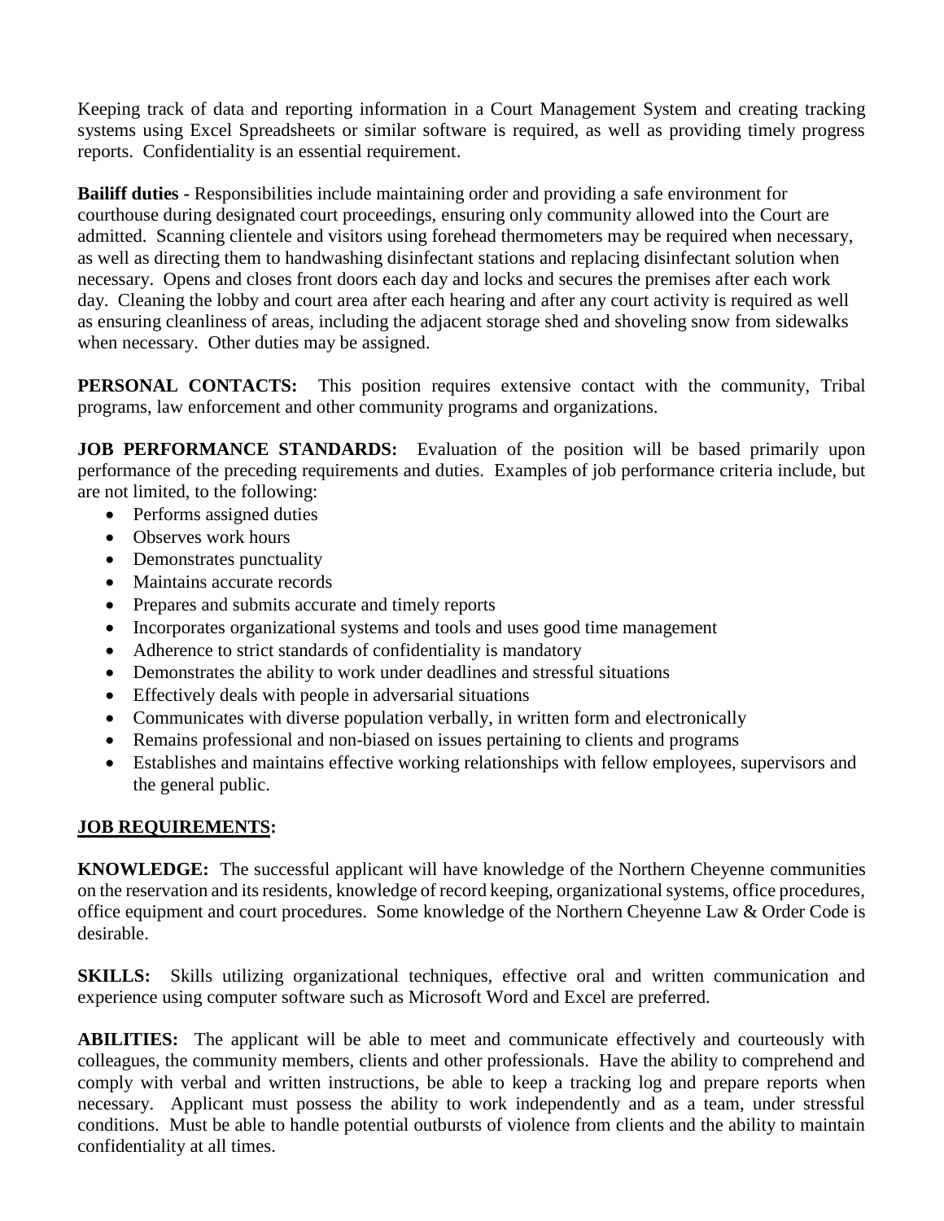Keeping track of data and reporting information in a Court Management System and creating tracking systems using Excel Spreadsheets or similar software is required, as well as providing timely progress reports. Confidentiality is an essential requirement.

**Bailiff duties -** Responsibilities include maintaining order and providing a safe environment for courthouse during designated court proceedings, ensuring only community allowed into the Court are admitted. Scanning clientele and visitors using forehead thermometers may be required when necessary, as well as directing them to handwashing disinfectant stations and replacing disinfectant solution when necessary. Opens and closes front doors each day and locks and secures the premises after each work day. Cleaning the lobby and court area after each hearing and after any court activity is required as well as ensuring cleanliness of areas, including the adjacent storage shed and shoveling snow from sidewalks when necessary. Other duties may be assigned.

**PERSONAL CONTACTS:** This position requires extensive contact with the community, Tribal programs, law enforcement and other community programs and organizations.

**JOB PERFORMANCE STANDARDS:** Evaluation of the position will be based primarily upon performance of the preceding requirements and duties. Examples of job performance criteria include, but are not limited, to the following:

- Performs assigned duties
- Observes work hours
- Demonstrates punctuality
- Maintains accurate records
- Prepares and submits accurate and timely reports
- Incorporates organizational systems and tools and uses good time management
- Adherence to strict standards of confidentiality is mandatory
- Demonstrates the ability to work under deadlines and stressful situations
- Effectively deals with people in adversarial situations
- Communicates with diverse population verbally, in written form and electronically
- Remains professional and non-biased on issues pertaining to clients and programs
- Establishes and maintains effective working relationships with fellow employees, supervisors and the general public.

**JOB REQUIREMENTS:**

**KNOWLEDGE:** The successful applicant will have knowledge of the Northern Cheyenne communities on the reservation and its residents, knowledge of record keeping, organizational systems, office procedures, office equipment and court procedures. Some knowledge of the Northern Cheyenne Law & Order Code is desirable.

**SKILLS:** Skills utilizing organizational techniques, effective oral and written communication and experience using computer software such as Microsoft Word and Excel are preferred.

**ABILITIES:** The applicant will be able to meet and communicate effectively and courteously with colleagues, the community members, clients and other professionals. Have the ability to comprehend and comply with verbal and written instructions, be able to keep a tracking log and prepare reports when necessary. Applicant must possess the ability to work independently and as a team, under stressful conditions. Must be able to handle potential outbursts of violence from clients and the ability to maintain confidentiality at all times.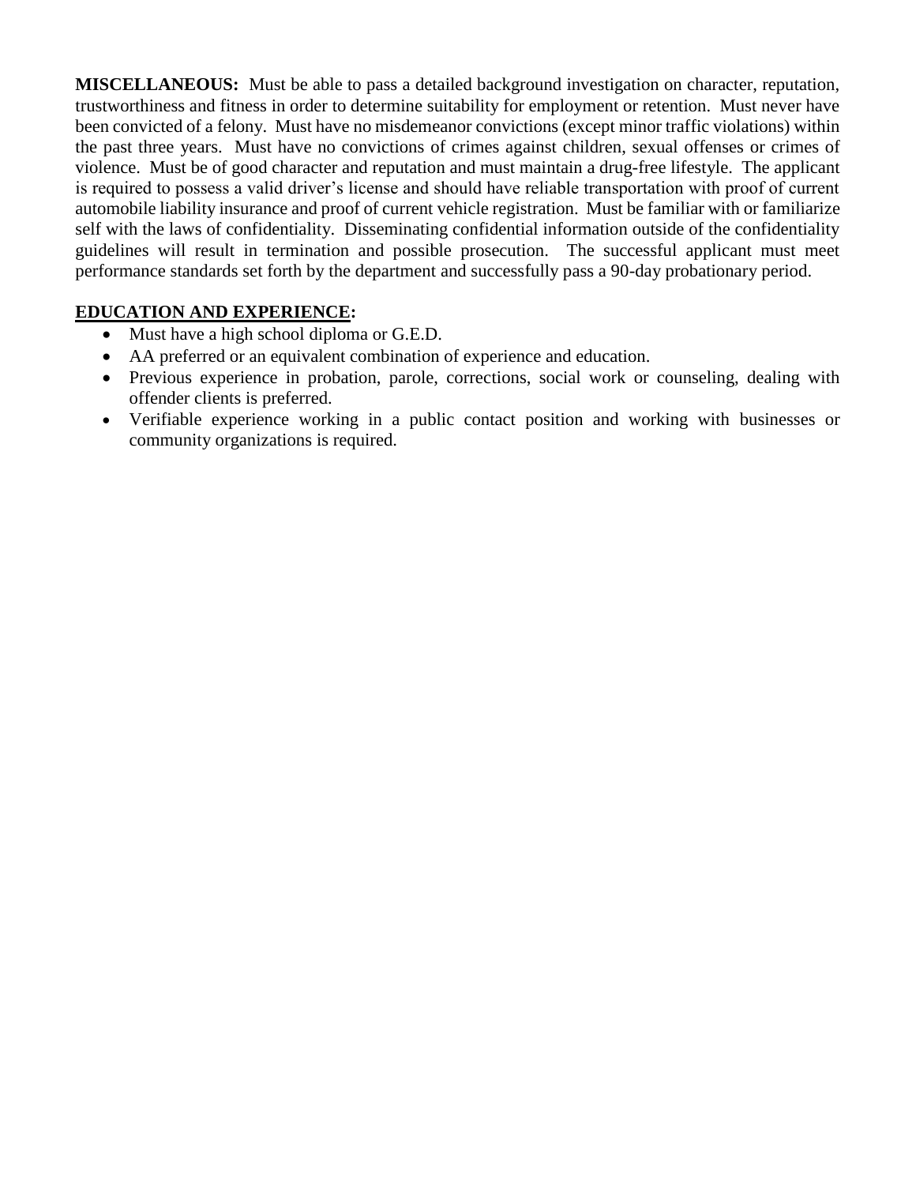**MISCELLANEOUS:** Must be able to pass a detailed background investigation on character, reputation, trustworthiness and fitness in order to determine suitability for employment or retention. Must never have been convicted of a felony. Must have no misdemeanor convictions (except minor traffic violations) within the past three years. Must have no convictions of crimes against children, sexual offenses or crimes of violence. Must be of good character and reputation and must maintain a drug-free lifestyle. The applicant is required to possess a valid driver's license and should have reliable transportation with proof of current automobile liability insurance and proof of current vehicle registration. Must be familiar with or familiarize self with the laws of confidentiality. Disseminating confidential information outside of the confidentiality guidelines will result in termination and possible prosecution. The successful applicant must meet performance standards set forth by the department and successfully pass a 90-day probationary period.

**EDUCATION AND EXPERIENCE:**

- Must have a high school diploma or G.E.D.
- AA preferred or an equivalent combination of experience and education.
- Previous experience in probation, parole, corrections, social work or counseling, dealing with offender clients is preferred.
- Verifiable experience working in a public contact position and working with businesses or community organizations is required.